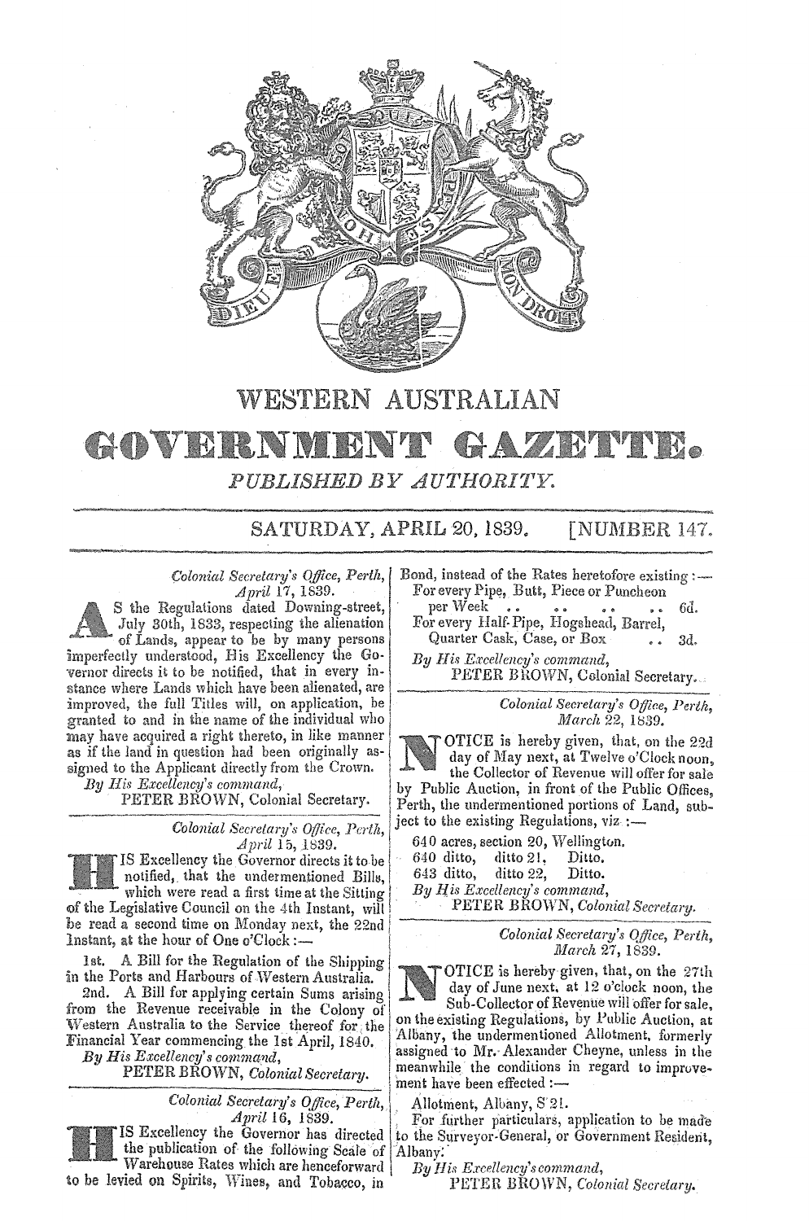# WESTERN AUSTRALIAN

# GOVERNMENT GAZETTE.

*PUBLISHED BY AUTHORITY.*

SATURDAY, APRIL 20, 1839. [NUMBER 147.

*Colonial Secretary's Office, Perth, April 17, 1839.*

AS the Regulations dated Downing-street, July 30th, 1833, respecting the alienation of Lands, appear to be by many persons imperfectly understood, His Excellency the Governor directs it to be notified, that in every instance where Lands which have been alienated, are improved, the full Titles will, on application, be granted to and in the name of the individual who may have acquired a right thereto, in like manner as if the land in question had been originally assigned to the Applicant directly from the Crown.

*By His Excellency's command,*
PETER BROWN, Colonial Secretary.

---

*Colonial Secretary's Office, Perth, April 15, 1839.*

HIS Excellency the Governor directs it to be notified, that the undermentioned Bills, which were read a first time at the Sitting of the Legislative Council on the 4th Instant, will be read a second time on Monday next, the 22nd Instant, at the hour of One o'Clock:—

1st. A Bill for the Regulation of the Shipping in the Ports and Harbours of Western Australia.

2nd. A Bill for applying certain Sums arising from the Revenue receivable in the Colony of Western Australia to the Service thereof for the Financial Year commencing the 1st April, 1840.

*By His Excellency's command,*
PETER BROWN, *Colonial Secretary.*

---

*Colonial Secretary's Office, Perth, April 16, 1839.*

HIS Excellency the Governor has directed the publication of the following Scale of Warehouse Rates which are henceforward to be levied on Spirits, Wines, and Tobacco, in Bond, instead of the Rates heretofore existing:—

For every Pipe, Butt, Piece or Puncheon per Week . . . . 6d.
For every Half-Pipe, Hogshead, Barrel, Quarter Cask, Case, or Box . . 3d.

*By His Excellency's command,*
PETER BROWN, Colonial Secretary.

---

*Colonial Secretary's Office, Perth, March 22, 1839.*

NOTICE is hereby given, that, on the 22d day of May next, at Twelve o'Clock noon, the Collector of Revenue will offer for sale by Public Auction, in front of the Public Offices, Perth, the undermentioned portions of Land, subject to the existing Regulations, viz:—

640 acres, section 20, Wellington.
640 ditto, ditto 21, Ditto.
643 ditto, ditto 22, Ditto.

*By His Excellency's command,*
PETER BROWN, *Colonial Secretary.*

---

*Colonial Secretary's Office, Perth, March 27, 1839.*

NOTICE is hereby given, that, on the 27th day of June next, at 12 o'clock noon, the Sub-Collector of Revenue will offer for sale, on the existing Regulations, by Public Auction, at Albany, the undermentioned Allotment, formerly assigned to Mr. Alexander Cheyne, unless in the meanwhile the conditions in regard to improvement have been effected:—

Allotment, Albany, S 21.

For further particulars, application to be made to the Surveyor-General, or Government Resident, Albany.

*By His Excellency's command,*
PETER BROWN, *Colonial Secretary.*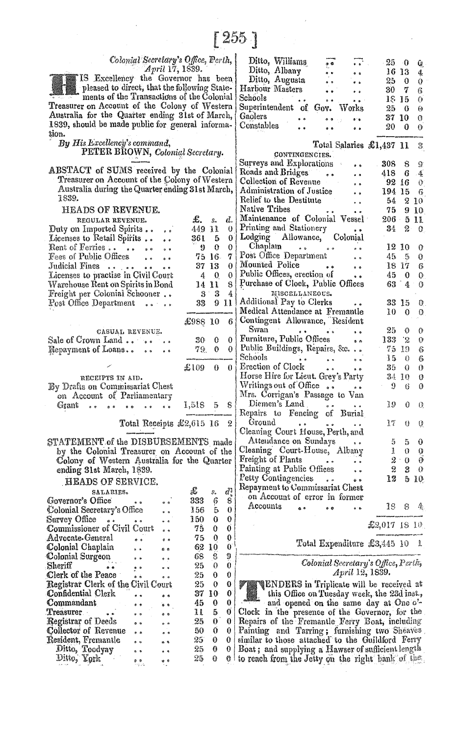*Colonial Secretary's Office, Perth, April 17, 1839.*

HIS Excellency the Governor has been pleased to direct, that the following Statements of the Transactions of the Colonial Treasurer on Account of the Colony of Western Australia for the Quarter ending 31st of March, 1839, should be made public for general information.

*By His Excellency's command,*
PETER BROWN, *Colonial Secretary.*

ABSTACT of SUMS received by the Colonial Treasurer on Account of the Colony of Western Australia during the Quarter ending 31st March, 1839.

| HEADS OF REVENUE. | £. | s. | d. |
|---|---|---|---|
| REGULAR REVENUE. | | | |
| Duty on Imported Spirits .. .. | 449 | 11 | 0 |
| Licenses to Retail Spirits .. .. | 361 | 5 | 0 |
| Rent of Ferries .. .. .. .. | 9 | 0 | 0 |
| Fees of Public Offices .. .. | 75 | 16 | 7 |
| Judicial Fines .. .. .. .. | 37 | 13 | 0 |
| Licenses to practise in Civil Court | 4 | 0 | 0 |
| Warehouse Rent on Spirits in Bond | 14 | 11 | 8 |
| Freight per Colonial Schooner .. | 3 | 3 | 4 |
| Post Office Department .. .. | 33 | 9 | 11 |
| | £988 | 10 | 6 |
| CASUAL REVENUE. | | | |
| Sale of Crown Land .. .. .. | 30 | 0 | 0 |
| Repayment of Loans.. .. .. | 79 | 0 | 0 |
| | £109 | 0 | 0 |
| RECEIPTS IN AID. | | | |
| By Drafts on Commissariat Chest on Account of Parliamentary Grant .. .. .. .. .. | 1,518 | 5 | 8 |
| Total Receipts | £2,615 | 16 | 2 |

STATEMENT of the DISBURSEMENTS made by the Colonial Treasurer on Account of the Colony of Western Australia for the Quarter ending 31st March, 1839.

| HEADS OF SERVICE. | £ | s. | d. |
|---|---|---|---|
| SALARIES. | | | |
| Governor's Office .. .. | 333 | 6 | 8 |
| Colonial Secretary's Office .. | 156 | 5 | 0 |
| Survey Office .. .. .. | 150 | 0 | 0 |
| Commissioner of Civil Court .. | 75 | 0 | 0 |
| Advocate-General .. .. | 75 | 0 | 0 |
| Colonial Chaplain .. .. | 62 | 10 | 0 |
| Colonial Surgeon .. .. | 68 | 8 | 9 |
| Sheriff .. .. .. | 25 | 0 | 0 |
| Clerk of the Peace .. .. | 25 | 0 | 0 |
| Registrar Clerk of the Civil Court | 25 | 0 | 0 |
| Confidential Clerk .. .. | 37 | 10 | 0 |
| Commandant .. .. | 45 | 0 | 0 |
| Treasurer .. .. .. | 11 | 5 | 0 |
| Registrar of Deeds .. .. | 25 | 0 | 0 |
| Collector of Revenue .. .. | 50 | 0 | 0 |
| Resident, Fremantle .. .. | 25 | 0 | 0 |
| Ditto, Toodyay .. .. | 25 | 0 | 0 |
| Ditto, York .. .. | 25 | 0 | 0 |
| Ditto, Williams .. .. | 25 | 0 | 0 |
| Ditto, Albany .. .. | 16 | 13 | 4 |
| Ditto, Augusta .. .. | 25 | 0 | 0 |
| Harbour Masters .. .. | 30 | 7 | 6 |
| Schools .. .. .. | 18 | 15 | 0 |
| Superintendent of Gov. Works | 25 | 0 | 0 |
| Gaolers .. .. .. | 37 | 10 | 0 |
| Constables .. .. .. | 20 | 0 | 0 |
| Total Salaries | £1,437 | 11 | 3 |
| CONTINGENCIES. | | | |
| Surveys and Explorations .. | 308 | 8 | 9 |
| Roads and Bridges .. .. | 418 | 6 | 4 |
| Collection of Revenue .. | 92 | 16 | 0 |
| Administration of Justice .. | 194 | 15 | 6 |
| Relief to the Destitute .. | 54 | 2 | 10 |
| Native Tribes .. .. | 75 | 9 | 10 |
| Maintenance of Colonial Vessel | 206 | 5 | 11 |
| Printing and Stationery .. | 34 | 2 | 0 |
| Lodging Allowance, Colonial Chaplain .. .. .. | 12 | 10 | 0 |
| Post Office Department .. | 45 | 5 | 0 |
| Mounted Police .. .. | 18 | 17 | 6 |
| Public Offices, erection of .. | 45 | 0 | 0 |
| Purchase of Clock, Public Offices | 63 | 4 | 0 |
| MISCELLANEOUS. | | | |
| Additional Pay to Clerks .. | 33 | 15 | 0 |
| Medical Attendance at Fremantle | 10 | 0 | 0 |
| Contingent Allowance, Resident Swan .. .. .. | 25 | 0 | 0 |
| Furniture, Public Offices .. | 133 | 2 | 0 |
| Public Buildings, Repairs, &c. .. | 75 | 19 | 6 |
| Schools .. .. .. | 15 | 0 | 6 |
| Erection of Clock .. .. | 35 | 0 | 0 |
| Horse Hire for Lieut. Grey's Party | 34 | 10 | 0 |
| Writings out of Office .. .. | 9 | 6 | 0 |
| Mrs. Corrigan's Passage to Van Diemen's Land .. .. | 19 | 0 | 0 |
| Repairs to Fencing of Burial Ground .. .. .. | 17 | 0 | 0 |
| Cleaning Court House, Perth, and Attendance on Sundays .. | 5 | 5 | 0 |
| Cleaning Court-House, Albany | 1 | 0 | 0 |
| Freight of Plants .. .. | 2 | 0 | 0 |
| Painting at Public Offices .. | 2 | 3 | 0 |
| Petty Contingencies .. .. | 12 | 5 | 10 |
| Repayment to Commissariat Chest on Account of error in former Accounts .. .. .. | 18 | 8 | 4 |
| | £2,017 | 18 | 10 |
| Total Expenditure | £3,445 | 10 | 1 |

*Colonial Secretary's Office, Perth, April 12, 1839.*

TENDERS in Triplicate will be received at this Office on Tuesday week, the 23d inst., and opened on the same day at One o'-Clock in the presence of the Governor, for the Repairs of the Fremantle Ferry Boat, including Painting and Tarring; furnishing two Sheaves similar to those attached to the Guildford Ferry Boat; and supplying a Hawser of sufficient length to reach from the Jetty on the right bank of the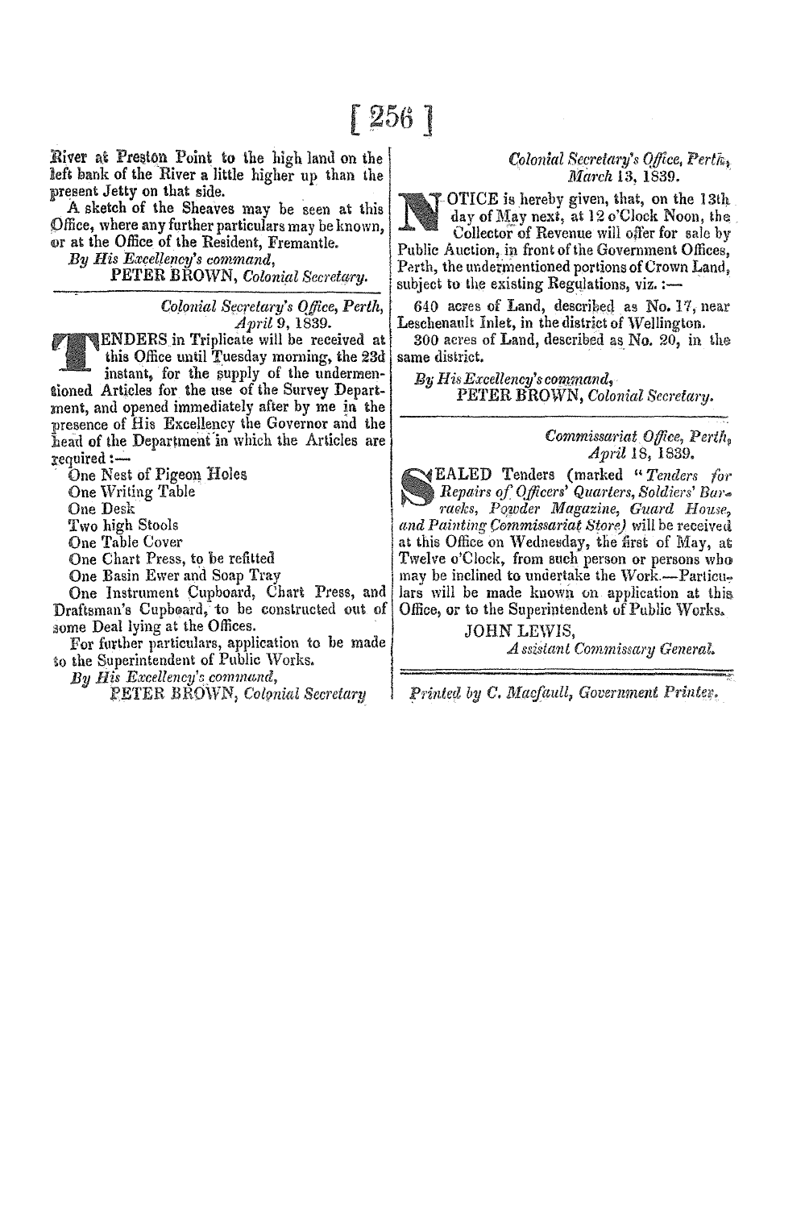River at Preston Point to the high land on the left bank of the River a little higher up than the present Jetty on that side.

A sketch of the Sheaves may be seen at this Office, where any further particulars may be known, or at the Office of the Resident, Fremantle.

*By His Excellency's command,*

PETER BROWN, *Colonial Secretary.*

---

*Colonial Secretary's Office, Perth,*
*April* 9, 1839.

TENDERS in Triplicate will be received at this Office until Tuesday morning, the 23d instant, for the supply of the undermentioned Articles for the use of the Survey Department, and opened immediately after by me in the presence of His Excellency the Governor and the head of the Department in which the Articles are required:—

One Nest of Pigeon Holes
One Writing Table
One Desk
Two high Stools
One Table Cover
One Chart Press, to be refitted
One Basin Ewer and Soap Tray
One Instrument Cupboard, Chart Press, and Draftsman's Cupboard, to be constructed out of some Deal lying at the Offices.

For further particulars, application to be made to the Superintendent of Public Works.

*By His Excellency's command,*

PETER BROWN, *Colonial Secretary*

---

*Colonial Secretary's Office, Perth,*
*March* 13, 1839.

NOTICE is hereby given, that, on the 13th day of May next, at 12 o'Clock Noon, the Collector of Revenue will offer for sale by Public Auction, in front of the Government Offices, Perth, the undermentioned portions of Crown Land, subject to the existing Regulations, viz.:—

640 acres of Land, described as No. 17, near Leschenault Inlet, in the district of Wellington.

300 acres of Land, described as No. 20, in the same district.

*By His Excellency's command,*

PETER BROWN, *Colonial Secretary.*

---

*Commissariat Office, Perth,*
*April* 18, 1839.

SEALED Tenders (marked "*Tenders for Repairs of Officers' Quarters, Soldiers' Barracks, Powder Magazine, Guard House, and Painting Commissariat Store)* will be received at this Office on Wednesday, the first of May, at Twelve o'Clock, from such person or persons who may be inclined to undertake the Work.—Particulars will be made known on application at this Office, or to the Superintendent of Public Works.

JOHN LEWIS,
*Assistant Commissary General.*

---

*Printed by C. Macfaull, Government Printer.*